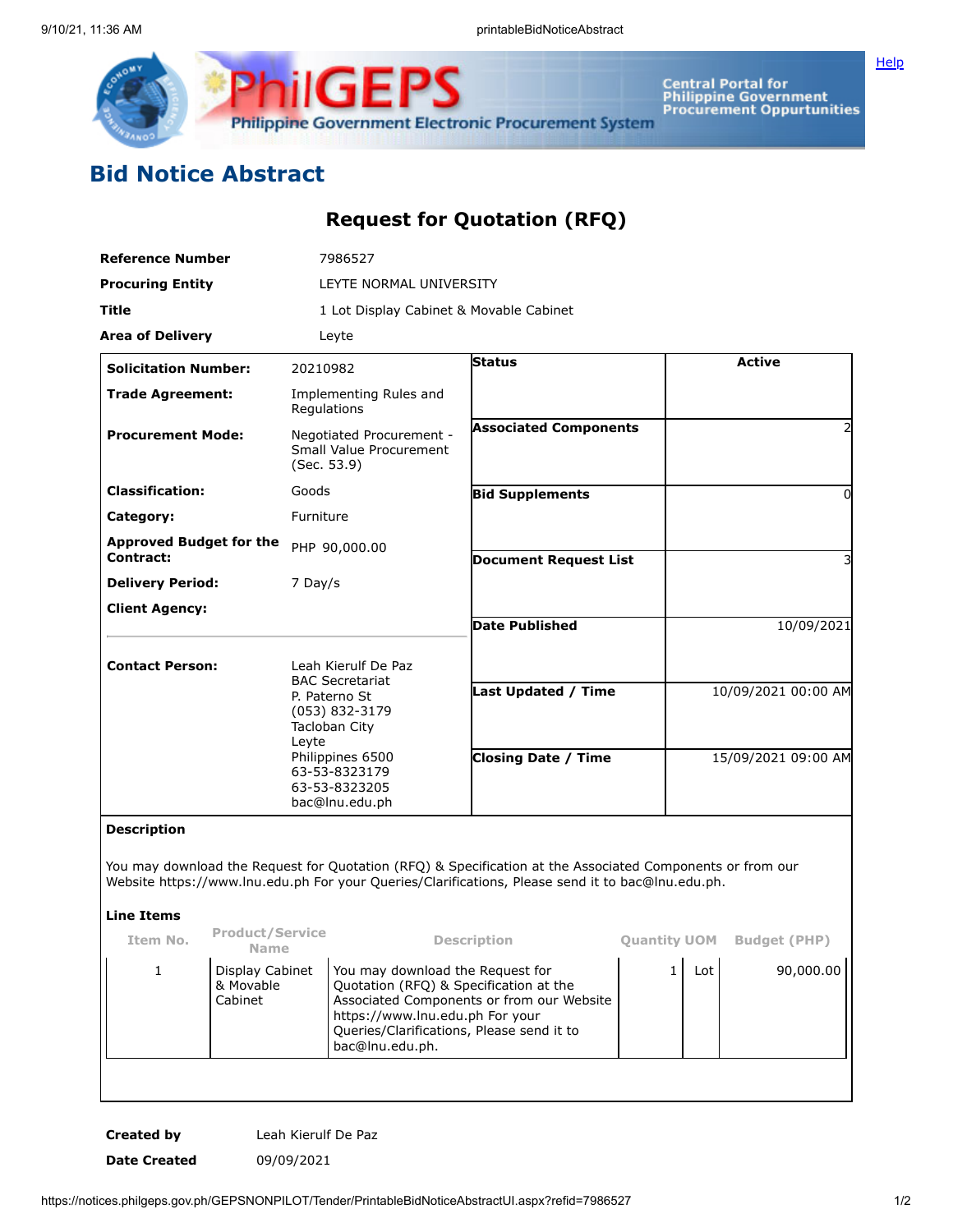# Bid Notice Abstract

## Request for Quotation (RFQ)

| | |
|---|---|
| **Reference Number** | 7986527 |
| **Procuring Entity** | LEYTE NORMAL UNIVERSITY |
| **Title** | 1 Lot Display Cabinet & Movable Cabinet |
| **Area of Delivery** | Leyte |

| | | | |
|---|---|---|---|
| **Solicitation Number:** | 20210982 | **Status** | Active |
| **Trade Agreement:** | Implementing Rules and Regulations | | |
| **Procurement Mode:** | Negotiated Procurement - Small Value Procurement (Sec. 53.9) | **Associated Components** | 2 |
| **Classification:** | Goods | **Bid Supplements** | 0 |
| **Category:** | Furniture | | |
| **Approved Budget for the Contract:** | PHP 90,000.00 | **Document Request List** | 3 |
| **Delivery Period:** | 7 Day/s | | |
| **Client Agency:** | | **Date Published** | 10/09/2021 |
| **Contact Person:** | Leah Kierulf De Paz<br>BAC Secretariat<br>P. Paterno St<br>(053) 832-3179<br>Tacloban City<br>Leyte<br>Philippines 6500<br>63-53-8323179<br>63-53-8323205<br>bac@lnu.edu.ph | **Last Updated / Time** | 10/09/2021 00:00 AM |
| | | **Closing Date / Time** | 15/09/2021 09:00 AM |

**Description**

You may download the Request for Quotation (RFQ) & Specification at the Associated Components or from our Website https://www.lnu.edu.ph For your Queries/Clarifications, Please send it to bac@lnu.edu.ph.

**Line Items**

| Item No. | Product/Service Name | Description | Quantity | UOM | Budget (PHP) |
|---|---|---|---|---|---|
| 1 | Display Cabinet & Movable Cabinet | You may download the Request for Quotation (RFQ) & Specification at the Associated Components or from our Website https://www.lnu.edu.ph For your Queries/Clarifications, Please send it to bac@lnu.edu.ph. | 1 | Lot | 90,000.00 |

| | |
|---|---|
| **Created by** | Leah Kierulf De Paz |
| **Date Created** | 09/09/2021 |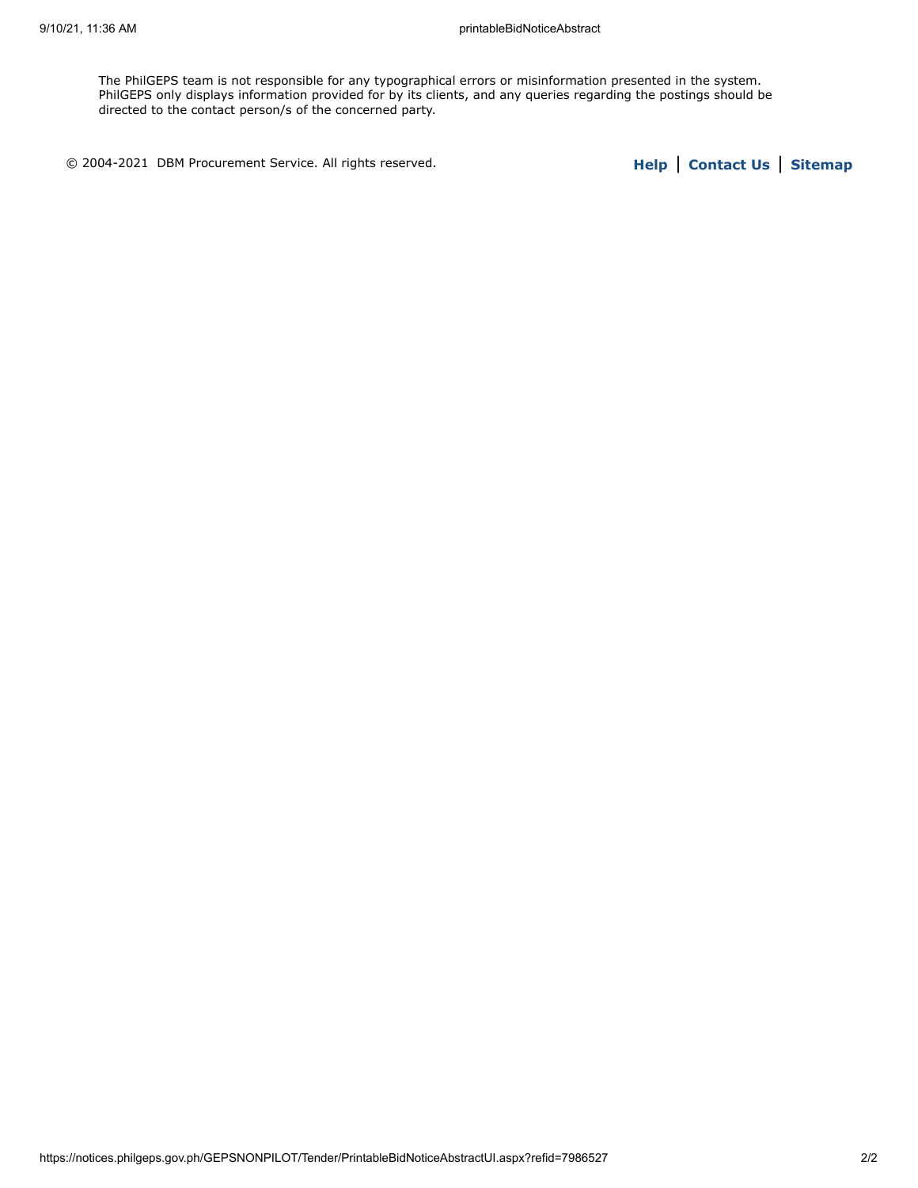The PhilGEPS team is not responsible for any typographical errors or misinformation presented in the system. PhilGEPS only displays information provided for by its clients, and any queries regarding the postings should be directed to the contact person/s of the concerned party.

© 2004-2021 DBM Procurement Service. All rights reserved.

**Help** | **Contact Us** | **Sitemap**